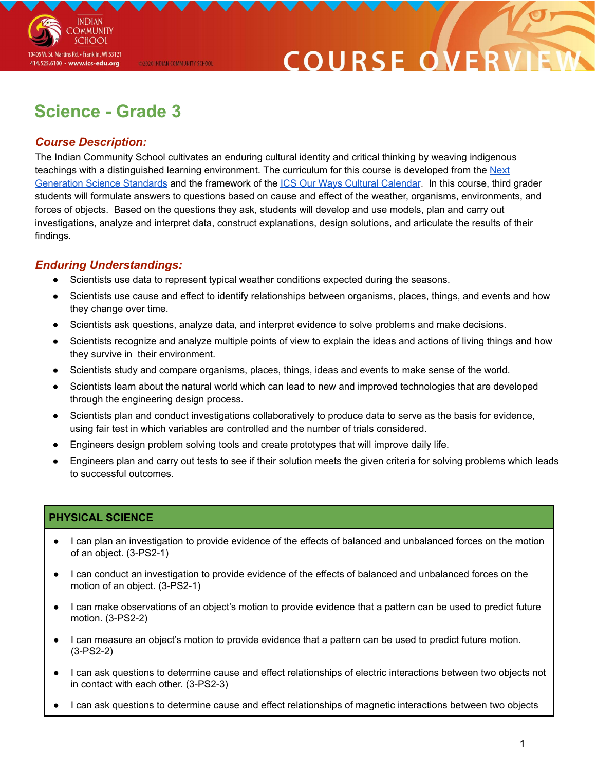# Science - Grade 3

### *Course Description:*

The Indian Community School cultivates an enduring cultural identity and critical thinking by weaving indigenous teachings with a distinguished learning environment. The curriculum for this course is developed from the Next Generation Science Standards and the framework of the ICS Our Ways Cultural Calendar. In this course, third grader students will formulate answers to questions based on cause and effect of the weather, organisms, environments, and forces of objects. Based on the questions they ask, students will develop and use models, plan and carry out investigations, analyze and interpret data, construct explanations, design solutions, and articulate the results of their findings.

### *Enduring Understandings:*

- Scientists use data to represent typical weather conditions expected during the seasons.
- Scientists use cause and effect to identify relationships between organisms, places, things, and events and how they change over time.
- Scientists ask questions, analyze data, and interpret evidence to solve problems and make decisions.
- Scientists recognize and analyze multiple points of view to explain the ideas and actions of living things and how they survive in their environment.
- Scientists study and compare organisms, places, things, ideas and events to make sense of the world.
- Scientists learn about the natural world which can lead to new and improved technologies that are developed through the engineering design process.
- Scientists plan and conduct investigations collaboratively to produce data to serve as the basis for evidence, using fair test in which variables are controlled and the number of trials considered.
- Engineers design problem solving tools and create prototypes that will improve daily life.
- Engineers plan and carry out tests to see if their solution meets the given criteria for solving problems which leads to successful outcomes.

| PHYSICAL SCIENCE |
|---|
| • I can plan an investigation to provide evidence of the effects of balanced and unbalanced forces on the motion of an object. (3-PS2-1)<br>• I can conduct an investigation to provide evidence of the effects of balanced and unbalanced forces on the motion of an object. (3-PS2-1)<br>• I can make observations of an object's motion to provide evidence that a pattern can be used to predict future motion. (3-PS2-2)<br>• I can measure an object's motion to provide evidence that a pattern can be used to predict future motion. (3-PS2-2)<br>• I can ask questions to determine cause and effect relationships of electric interactions between two objects not in contact with each other. (3-PS2-3)<br>• I can ask questions to determine cause and effect relationships of magnetic interactions between two objects |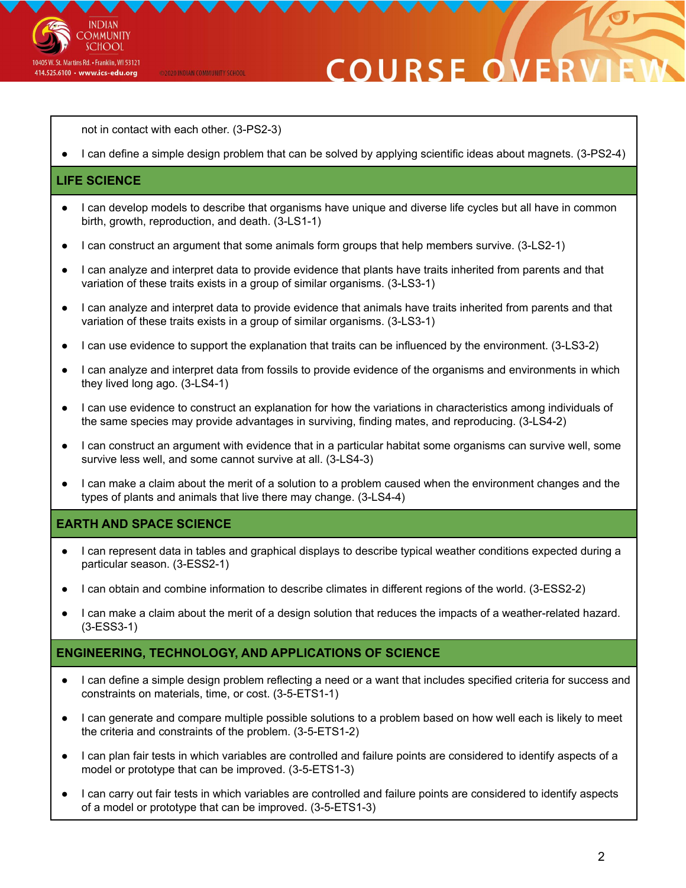not in contact with each other. (3-PS2-3)

- I can define a simple design problem that can be solved by applying scientific ideas about magnets. (3-PS2-4)

## LIFE SCIENCE

- I can develop models to describe that organisms have unique and diverse life cycles but all have in common birth, growth, reproduction, and death. (3-LS1-1)
- I can construct an argument that some animals form groups that help members survive. (3-LS2-1)
- I can analyze and interpret data to provide evidence that plants have traits inherited from parents and that variation of these traits exists in a group of similar organisms. (3-LS3-1)
- I can analyze and interpret data to provide evidence that animals have traits inherited from parents and that variation of these traits exists in a group of similar organisms. (3-LS3-1)
- I can use evidence to support the explanation that traits can be influenced by the environment. (3-LS3-2)
- I can analyze and interpret data from fossils to provide evidence of the organisms and environments in which they lived long ago. (3-LS4-1)
- I can use evidence to construct an explanation for how the variations in characteristics among individuals of the same species may provide advantages in surviving, finding mates, and reproducing. (3-LS4-2)
- I can construct an argument with evidence that in a particular habitat some organisms can survive well, some survive less well, and some cannot survive at all. (3-LS4-3)
- I can make a claim about the merit of a solution to a problem caused when the environment changes and the types of plants and animals that live there may change. (3-LS4-4)

## EARTH AND SPACE SCIENCE

- I can represent data in tables and graphical displays to describe typical weather conditions expected during a particular season. (3-ESS2-1)
- I can obtain and combine information to describe climates in different regions of the world. (3-ESS2-2)
- I can make a claim about the merit of a design solution that reduces the impacts of a weather-related hazard. (3-ESS3-1)

## ENGINEERING, TECHNOLOGY, AND APPLICATIONS OF SCIENCE

- I can define a simple design problem reflecting a need or a want that includes specified criteria for success and constraints on materials, time, or cost. (3-5-ETS1-1)
- I can generate and compare multiple possible solutions to a problem based on how well each is likely to meet the criteria and constraints of the problem. (3-5-ETS1-2)
- I can plan fair tests in which variables are controlled and failure points are considered to identify aspects of a model or prototype that can be improved. (3-5-ETS1-3)
- I can carry out fair tests in which variables are controlled and failure points are considered to identify aspects of a model or prototype that can be improved. (3-5-ETS1-3)